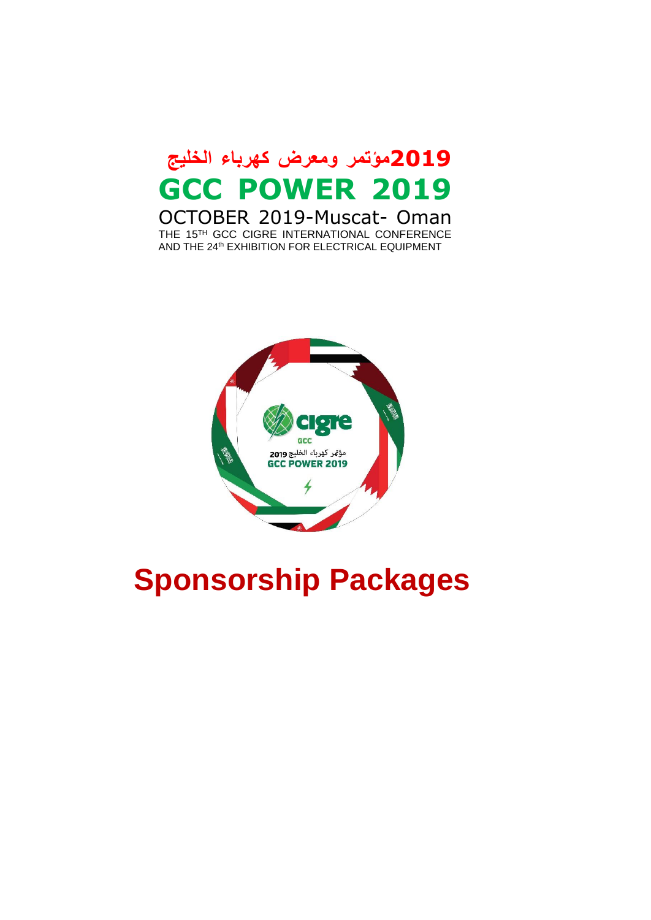# 2019مؤتمر ومعرض كهرباء الخليج

# GCC POWER 2019

OCTOBER 2019-Muscat- Oman

THE 15TH GCC CIGRE INTERNATIONAL CONFERENCE
AND THE 24th EXHIBITION FOR ELECTRICAL EQUIPMENT

# Sponsorship Packages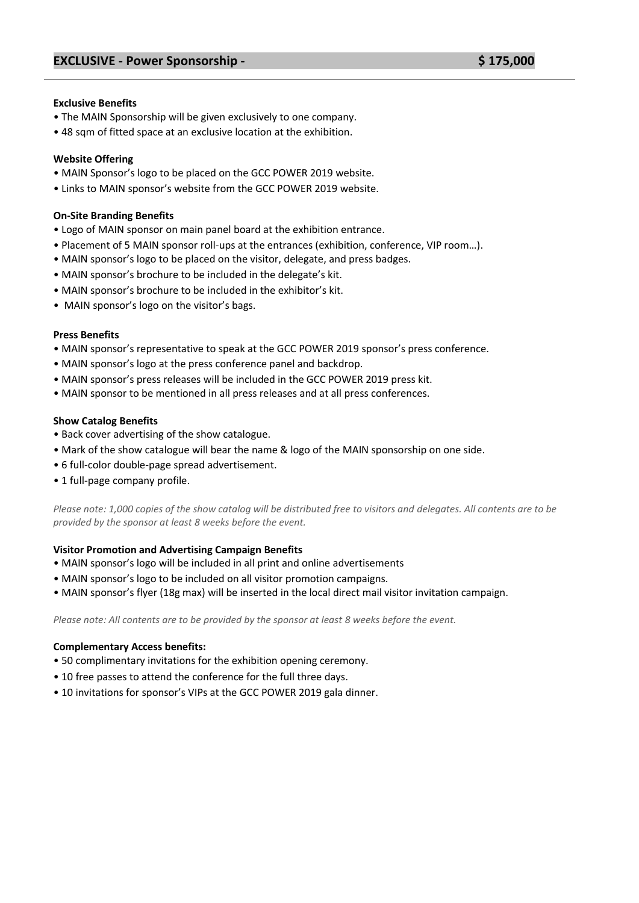## EXCLUSIVE - Power Sponsorship - $ 175,000

**Exclusive Benefits**

- The MAIN Sponsorship will be given exclusively to one company.
- 48 sqm of fitted space at an exclusive location at the exhibition.

**Website Offering**

- MAIN Sponsor's logo to be placed on the GCC POWER 2019 website.
- Links to MAIN sponsor's website from the GCC POWER 2019 website.

**On-Site Branding Benefits**

- Logo of MAIN sponsor on main panel board at the exhibition entrance.
- Placement of 5 MAIN sponsor roll-ups at the entrances (exhibition, conference, VIP room…).
- MAIN sponsor's logo to be placed on the visitor, delegate, and press badges.
- MAIN sponsor's brochure to be included in the delegate's kit.
- MAIN sponsor's brochure to be included in the exhibitor's kit.
- MAIN sponsor's logo on the visitor's bags.

**Press Benefits**

- MAIN sponsor's representative to speak at the GCC POWER 2019 sponsor's press conference.
- MAIN sponsor's logo at the press conference panel and backdrop.
- MAIN sponsor's press releases will be included in the GCC POWER 2019 press kit.
- MAIN sponsor to be mentioned in all press releases and at all press conferences.

**Show Catalog Benefits**

- Back cover advertising of the show catalogue.
- Mark of the show catalogue will bear the name & logo of the MAIN sponsorship on one side.
- 6 full-color double-page spread advertisement.
- 1 full-page company profile.

*Please note: 1,000 copies of the show catalog will be distributed free to visitors and delegates. All contents are to be provided by the sponsor at least 8 weeks before the event.*

**Visitor Promotion and Advertising Campaign Benefits**

- MAIN sponsor's logo will be included in all print and online advertisements
- MAIN sponsor's logo to be included on all visitor promotion campaigns.
- MAIN sponsor's flyer (18g max) will be inserted in the local direct mail visitor invitation campaign.

*Please note: All contents are to be provided by the sponsor at least 8 weeks before the event.*

**Complementary Access benefits:**

- 50 complimentary invitations for the exhibition opening ceremony.
- 10 free passes to attend the conference for the full three days.
- 10 invitations for sponsor's VIPs at the GCC POWER 2019 gala dinner.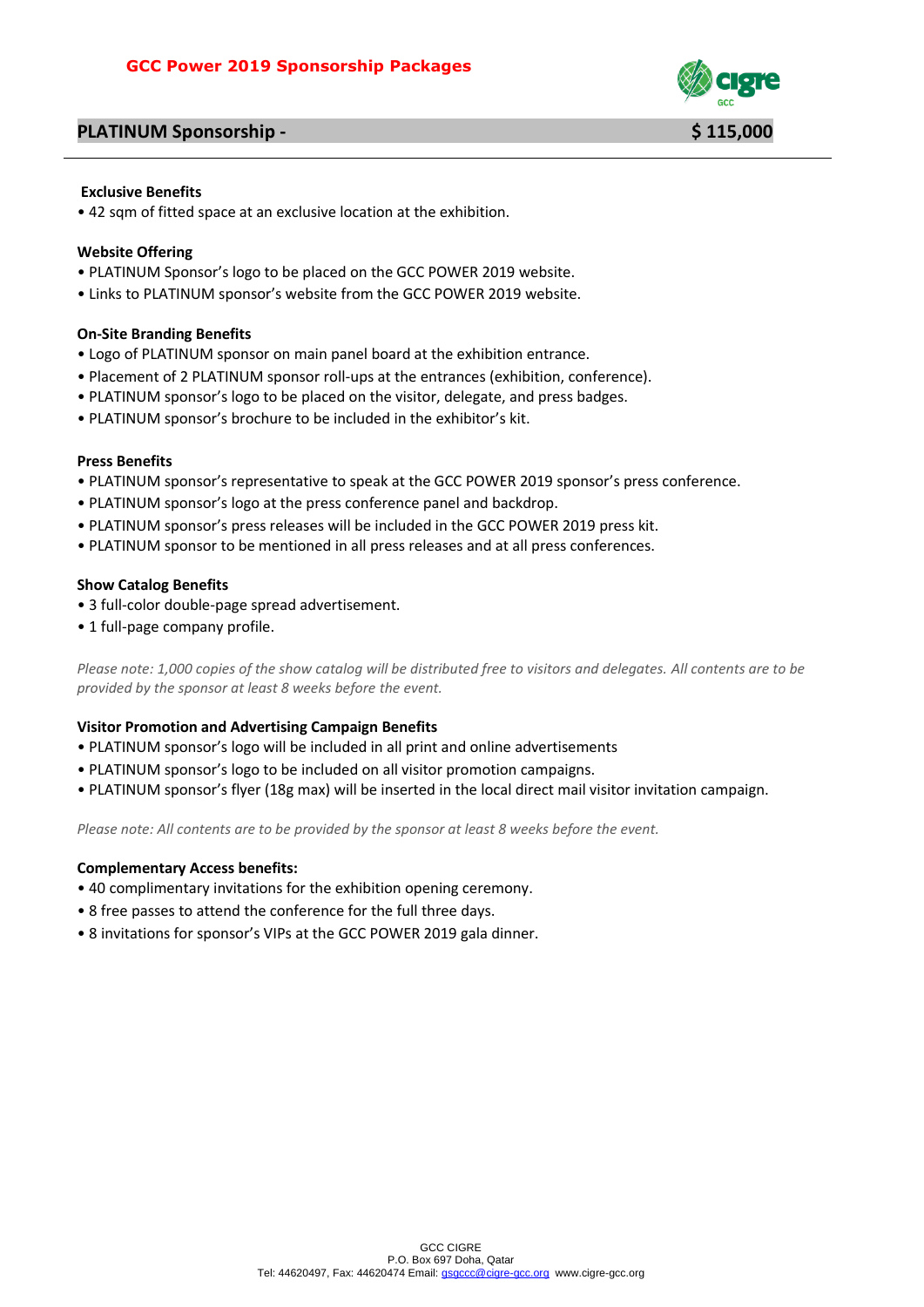# GCC Power 2019 Sponsorship Packages

## PLATINUM Sponsorship - $ 115,000

**Exclusive Benefits**

- 42 sqm of fitted space at an exclusive location at the exhibition.

**Website Offering**

- PLATINUM Sponsor's logo to be placed on the GCC POWER 2019 website.
- Links to PLATINUM sponsor's website from the GCC POWER 2019 website.

**On-Site Branding Benefits**

- Logo of PLATINUM sponsor on main panel board at the exhibition entrance.
- Placement of 2 PLATINUM sponsor roll-ups at the entrances (exhibition, conference).
- PLATINUM sponsor's logo to be placed on the visitor, delegate, and press badges.
- PLATINUM sponsor's brochure to be included in the exhibitor's kit.

**Press Benefits**

- PLATINUM sponsor's representative to speak at the GCC POWER 2019 sponsor's press conference.
- PLATINUM sponsor's logo at the press conference panel and backdrop.
- PLATINUM sponsor's press releases will be included in the GCC POWER 2019 press kit.
- PLATINUM sponsor to be mentioned in all press releases and at all press conferences.

**Show Catalog Benefits**

- 3 full-color double-page spread advertisement.
- 1 full-page company profile.

*Please note: 1,000 copies of the show catalog will be distributed free to visitors and delegates. All contents are to be provided by the sponsor at least 8 weeks before the event.*

**Visitor Promotion and Advertising Campaign Benefits**

- PLATINUM sponsor's logo will be included in all print and online advertisements
- PLATINUM sponsor's logo to be included on all visitor promotion campaigns.
- PLATINUM sponsor's flyer (18g max) will be inserted in the local direct mail visitor invitation campaign.

*Please note: All contents are to be provided by the sponsor at least 8 weeks before the event.*

**Complementary Access benefits:**

- 40 complimentary invitations for the exhibition opening ceremony.
- 8 free passes to attend the conference for the full three days.
- 8 invitations for sponsor's VIPs at the GCC POWER 2019 gala dinner.

GCC CIGRE
P.O. Box 697 Doha, Qatar
Tel: 44620497, Fax: 44620474 Email: gsgccc@cigre-gcc.org www.cigre-gcc.org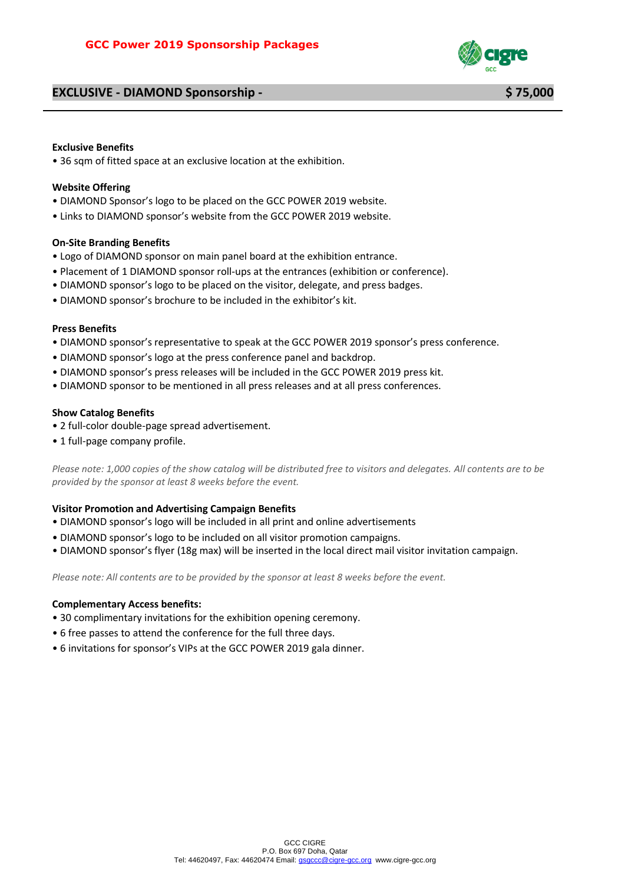# GCC Power 2019 Sponsorship Packages

## EXCLUSIVE - DIAMOND Sponsorship - $ 75,000

**Exclusive Benefits**

• 36 sqm of fitted space at an exclusive location at the exhibition.

**Website Offering**

• DIAMOND Sponsor's logo to be placed on the GCC POWER 2019 website.

• Links to DIAMOND sponsor's website from the GCC POWER 2019 website.

**On-Site Branding Benefits**

• Logo of DIAMOND sponsor on main panel board at the exhibition entrance.

• Placement of 1 DIAMOND sponsor roll-ups at the entrances (exhibition or conference).

• DIAMOND sponsor's logo to be placed on the visitor, delegate, and press badges.

• DIAMOND sponsor's brochure to be included in the exhibitor's kit.

**Press Benefits**

• DIAMOND sponsor's representative to speak at the GCC POWER 2019 sponsor's press conference.

• DIAMOND sponsor's logo at the press conference panel and backdrop.

• DIAMOND sponsor's press releases will be included in the GCC POWER 2019 press kit.

• DIAMOND sponsor to be mentioned in all press releases and at all press conferences.

**Show Catalog Benefits**

• 2 full-color double-page spread advertisement.

• 1 full-page company profile.

*Please note: 1,000 copies of the show catalog will be distributed free to visitors and delegates. All contents are to be provided by the sponsor at least 8 weeks before the event.*

**Visitor Promotion and Advertising Campaign Benefits**

• DIAMOND sponsor's logo will be included in all print and online advertisements

• DIAMOND sponsor's logo to be included on all visitor promotion campaigns.

• DIAMOND sponsor's flyer (18g max) will be inserted in the local direct mail visitor invitation campaign.

*Please note: All contents are to be provided by the sponsor at least 8 weeks before the event.*

**Complementary Access benefits:**

• 30 complimentary invitations for the exhibition opening ceremony.

• 6 free passes to attend the conference for the full three days.

• 6 invitations for sponsor's VIPs at the GCC POWER 2019 gala dinner.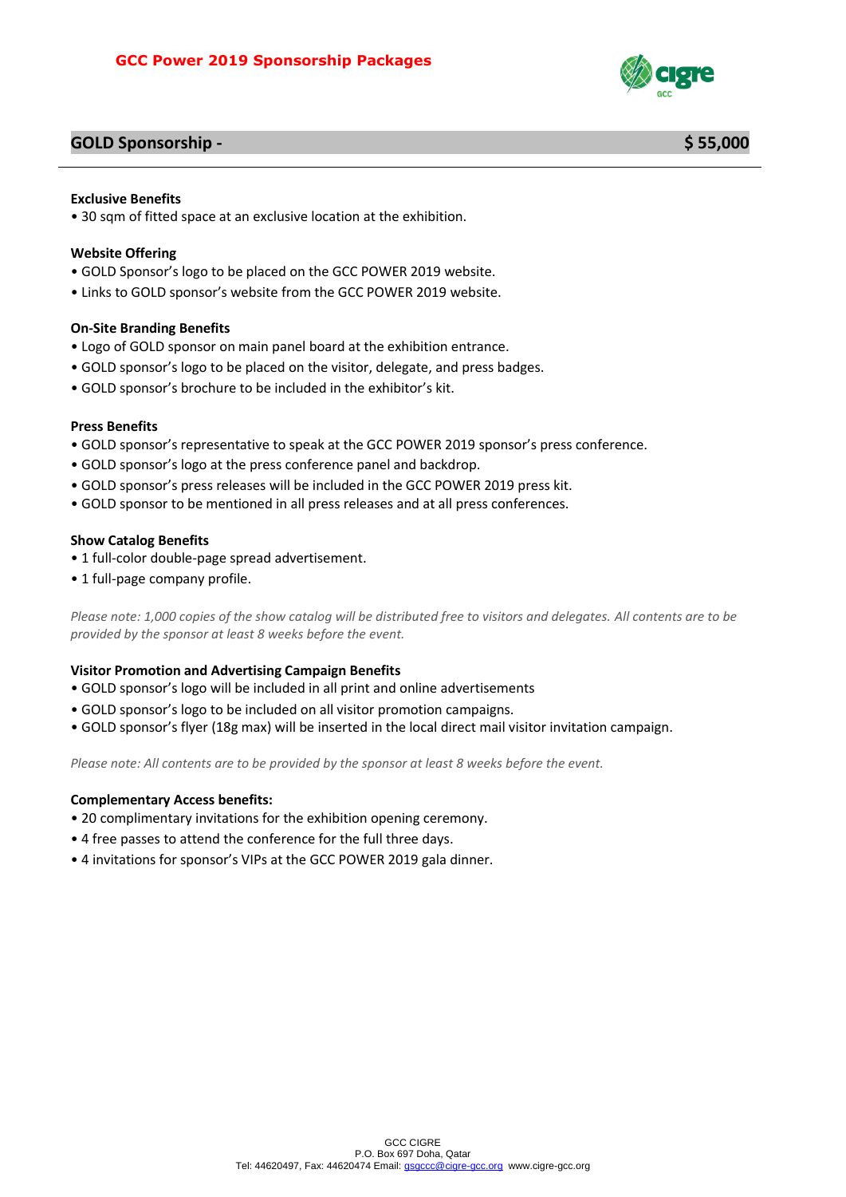# GCC Power 2019 Sponsorship Packages

## GOLD Sponsorship - $ 55,000

**Exclusive Benefits**

- 30 sqm of fitted space at an exclusive location at the exhibition.

**Website Offering**

- GOLD Sponsor's logo to be placed on the GCC POWER 2019 website.
- Links to GOLD sponsor's website from the GCC POWER 2019 website.

**On-Site Branding Benefits**

- Logo of GOLD sponsor on main panel board at the exhibition entrance.
- GOLD sponsor's logo to be placed on the visitor, delegate, and press badges.
- GOLD sponsor's brochure to be included in the exhibitor's kit.

**Press Benefits**

- GOLD sponsor's representative to speak at the GCC POWER 2019 sponsor's press conference.
- GOLD sponsor's logo at the press conference panel and backdrop.
- GOLD sponsor's press releases will be included in the GCC POWER 2019 press kit.
- GOLD sponsor to be mentioned in all press releases and at all press conferences.

**Show Catalog Benefits**

- 1 full-color double-page spread advertisement.
- 1 full-page company profile.

*Please note: 1,000 copies of the show catalog will be distributed free to visitors and delegates. All contents are to be provided by the sponsor at least 8 weeks before the event.*

**Visitor Promotion and Advertising Campaign Benefits**

- GOLD sponsor's logo will be included in all print and online advertisements
- GOLD sponsor's logo to be included on all visitor promotion campaigns.
- GOLD sponsor's flyer (18g max) will be inserted in the local direct mail visitor invitation campaign.

*Please note: All contents are to be provided by the sponsor at least 8 weeks before the event.*

**Complementary Access benefits:**

- 20 complimentary invitations for the exhibition opening ceremony.
- 4 free passes to attend the conference for the full three days.
- 4 invitations for sponsor's VIPs at the GCC POWER 2019 gala dinner.

GCC CIGRE
P.O. Box 697 Doha, Qatar
Tel: 44620497, Fax: 44620474 Email: gsgccc@cigre-gcc.org www.cigre-gcc.org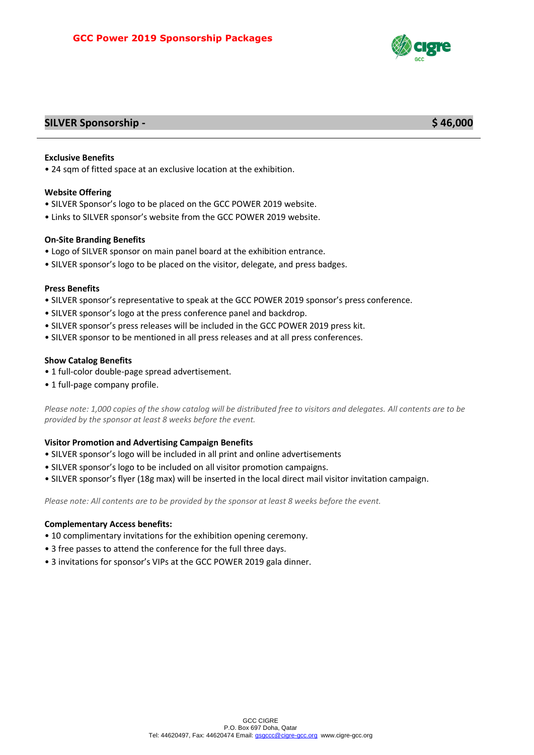# GCC Power 2019 Sponsorship Packages

## SILVER Sponsorship - $ 46,000

**Exclusive Benefits**

• 24 sqm of fitted space at an exclusive location at the exhibition.

**Website Offering**

• SILVER Sponsor's logo to be placed on the GCC POWER 2019 website.
• Links to SILVER sponsor's website from the GCC POWER 2019 website.

**On-Site Branding Benefits**

• Logo of SILVER sponsor on main panel board at the exhibition entrance.
• SILVER sponsor's logo to be placed on the visitor, delegate, and press badges.

**Press Benefits**

• SILVER sponsor's representative to speak at the GCC POWER 2019 sponsor's press conference.
• SILVER sponsor's logo at the press conference panel and backdrop.
• SILVER sponsor's press releases will be included in the GCC POWER 2019 press kit.
• SILVER sponsor to be mentioned in all press releases and at all press conferences.

**Show Catalog Benefits**

• 1 full-color double-page spread advertisement.
• 1 full-page company profile.

*Please note: 1,000 copies of the show catalog will be distributed free to visitors and delegates. All contents are to be provided by the sponsor at least 8 weeks before the event.*

**Visitor Promotion and Advertising Campaign Benefits**

• SILVER sponsor's logo will be included in all print and online advertisements
• SILVER sponsor's logo to be included on all visitor promotion campaigns.
• SILVER sponsor's flyer (18g max) will be inserted in the local direct mail visitor invitation campaign.

*Please note: All contents are to be provided by the sponsor at least 8 weeks before the event.*

**Complementary Access benefits:**

• 10 complimentary invitations for the exhibition opening ceremony.
• 3 free passes to attend the conference for the full three days.
• 3 invitations for sponsor's VIPs at the GCC POWER 2019 gala dinner.

GCC CIGRE
P.O. Box 697 Doha, Qatar
Tel: 44620497, Fax: 44620474 Email: gsgccc@cigre-gcc.org www.cigre-gcc.org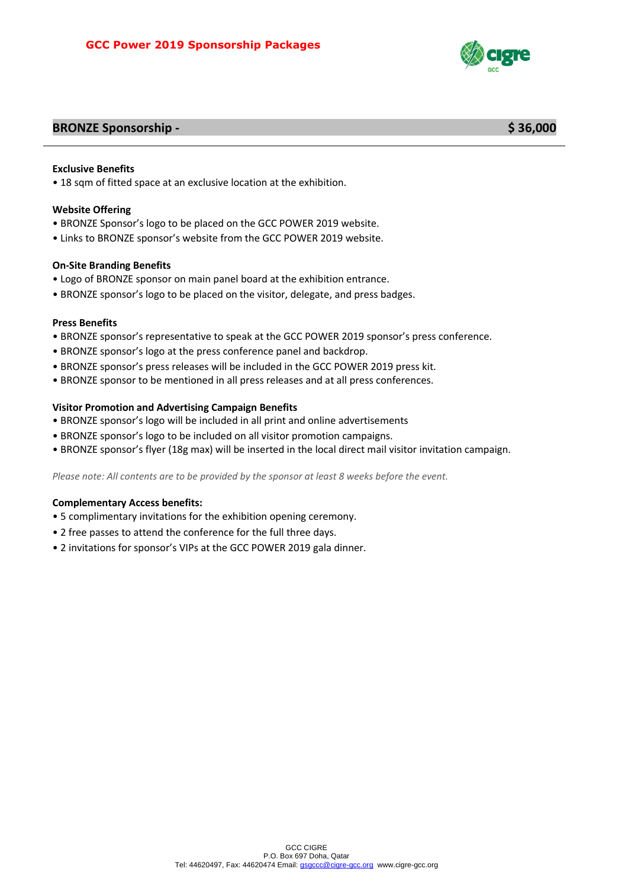**GCC Power 2019 Sponsorship Packages**

## BRONZE Sponsorship - $ 36,000

**Exclusive Benefits**

- 18 sqm of fitted space at an exclusive location at the exhibition.

**Website Offering**

- BRONZE Sponsor's logo to be placed on the GCC POWER 2019 website.
- Links to BRONZE sponsor's website from the GCC POWER 2019 website.

**On-Site Branding Benefits**

- Logo of BRONZE sponsor on main panel board at the exhibition entrance.
- BRONZE sponsor's logo to be placed on the visitor, delegate, and press badges.

**Press Benefits**

- BRONZE sponsor's representative to speak at the GCC POWER 2019 sponsor's press conference.
- BRONZE sponsor's logo at the press conference panel and backdrop.
- BRONZE sponsor's press releases will be included in the GCC POWER 2019 press kit.
- BRONZE sponsor to be mentioned in all press releases and at all press conferences.

**Visitor Promotion and Advertising Campaign Benefits**

- BRONZE sponsor's logo will be included in all print and online advertisements
- BRONZE sponsor's logo to be included on all visitor promotion campaigns.
- BRONZE sponsor's flyer (18g max) will be inserted in the local direct mail visitor invitation campaign.

*Please note: All contents are to be provided by the sponsor at least 8 weeks before the event.*

**Complementary Access benefits:**

- 5 complimentary invitations for the exhibition opening ceremony.
- 2 free passes to attend the conference for the full three days.
- 2 invitations for sponsor's VIPs at the GCC POWER 2019 gala dinner.

GCC CIGRE
P.O. Box 697 Doha, Qatar
Tel: 44620497, Fax: 44620474 Email: gsgccc@cigre-gcc.org www.cigre-gcc.org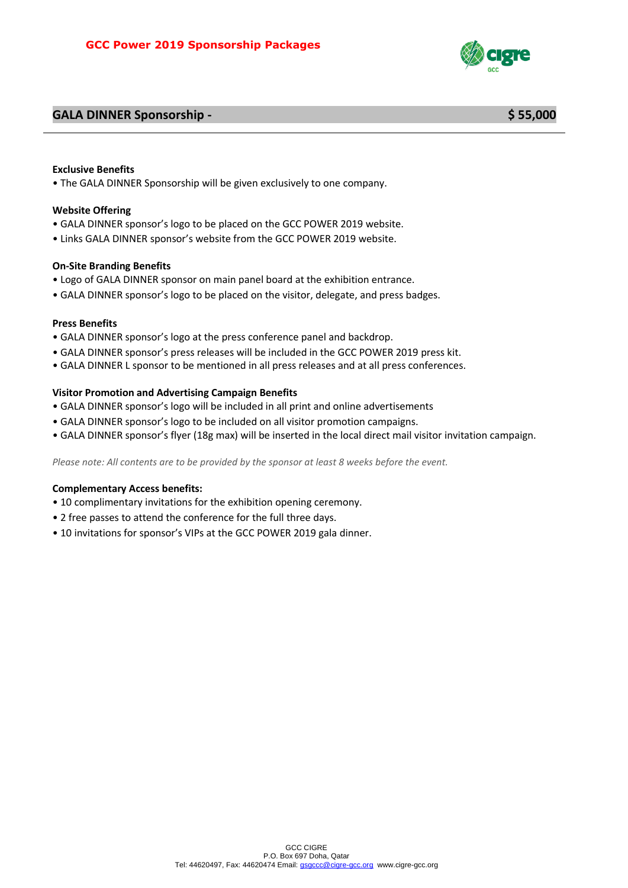# GCC Power 2019 Sponsorship Packages

## GALA DINNER Sponsorship - $ 55,000

**Exclusive Benefits**

- The GALA DINNER Sponsorship will be given exclusively to one company.

**Website Offering**

- GALA DINNER sponsor's logo to be placed on the GCC POWER 2019 website.
- Links GALA DINNER sponsor's website from the GCC POWER 2019 website.

**On-Site Branding Benefits**

- Logo of GALA DINNER sponsor on main panel board at the exhibition entrance.
- GALA DINNER sponsor's logo to be placed on the visitor, delegate, and press badges.

**Press Benefits**

- GALA DINNER sponsor's logo at the press conference panel and backdrop.
- GALA DINNER sponsor's press releases will be included in the GCC POWER 2019 press kit.
- GALA DINNER L sponsor to be mentioned in all press releases and at all press conferences.

**Visitor Promotion and Advertising Campaign Benefits**

- GALA DINNER sponsor's logo will be included in all print and online advertisements
- GALA DINNER sponsor's logo to be included on all visitor promotion campaigns.
- GALA DINNER sponsor's flyer (18g max) will be inserted in the local direct mail visitor invitation campaign.

*Please note: All contents are to be provided by the sponsor at least 8 weeks before the event.*

**Complementary Access benefits:**

- 10 complimentary invitations for the exhibition opening ceremony.
- 2 free passes to attend the conference for the full three days.
- 10 invitations for sponsor's VIPs at the GCC POWER 2019 gala dinner.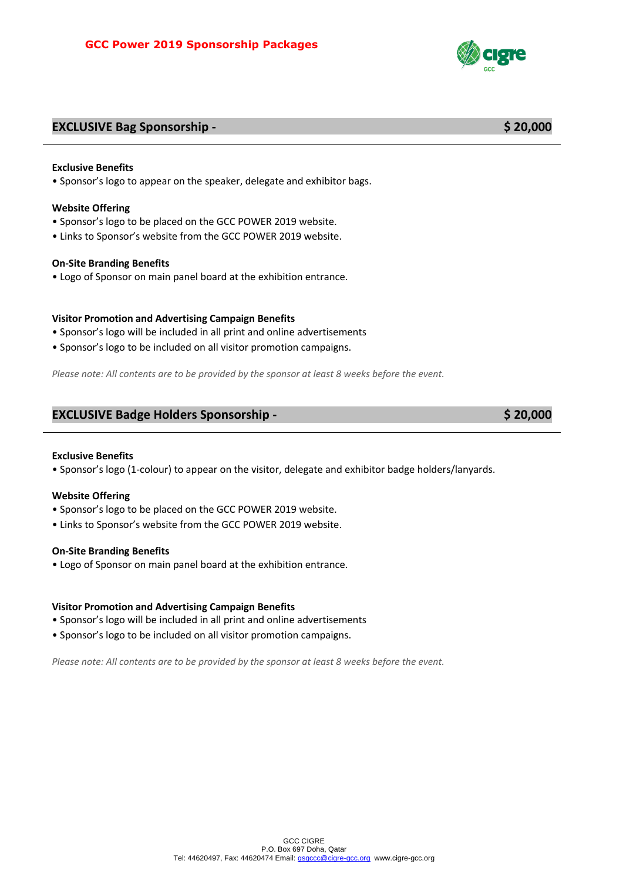## EXCLUSIVE Bag Sponsorship - $ 20,000

**Exclusive Benefits**

• Sponsor's logo to appear on the speaker, delegate and exhibitor bags.

**Website Offering**

• Sponsor's logo to be placed on the GCC POWER 2019 website.
• Links to Sponsor's website from the GCC POWER 2019 website.

**On-Site Branding Benefits**

• Logo of Sponsor on main panel board at the exhibition entrance.

**Visitor Promotion and Advertising Campaign Benefits**

• Sponsor's logo will be included in all print and online advertisements
• Sponsor's logo to be included on all visitor promotion campaigns.

*Please note: All contents are to be provided by the sponsor at least 8 weeks before the event.*

## EXCLUSIVE Badge Holders Sponsorship - $ 20,000

**Exclusive Benefits**

• Sponsor's logo (1-colour) to appear on the visitor, delegate and exhibitor badge holders/lanyards.

**Website Offering**

• Sponsor's logo to be placed on the GCC POWER 2019 website.
• Links to Sponsor's website from the GCC POWER 2019 website.

**On-Site Branding Benefits**

• Logo of Sponsor on main panel board at the exhibition entrance.

**Visitor Promotion and Advertising Campaign Benefits**

• Sponsor's logo will be included in all print and online advertisements
• Sponsor's logo to be included on all visitor promotion campaigns.

*Please note: All contents are to be provided by the sponsor at least 8 weeks before the event.*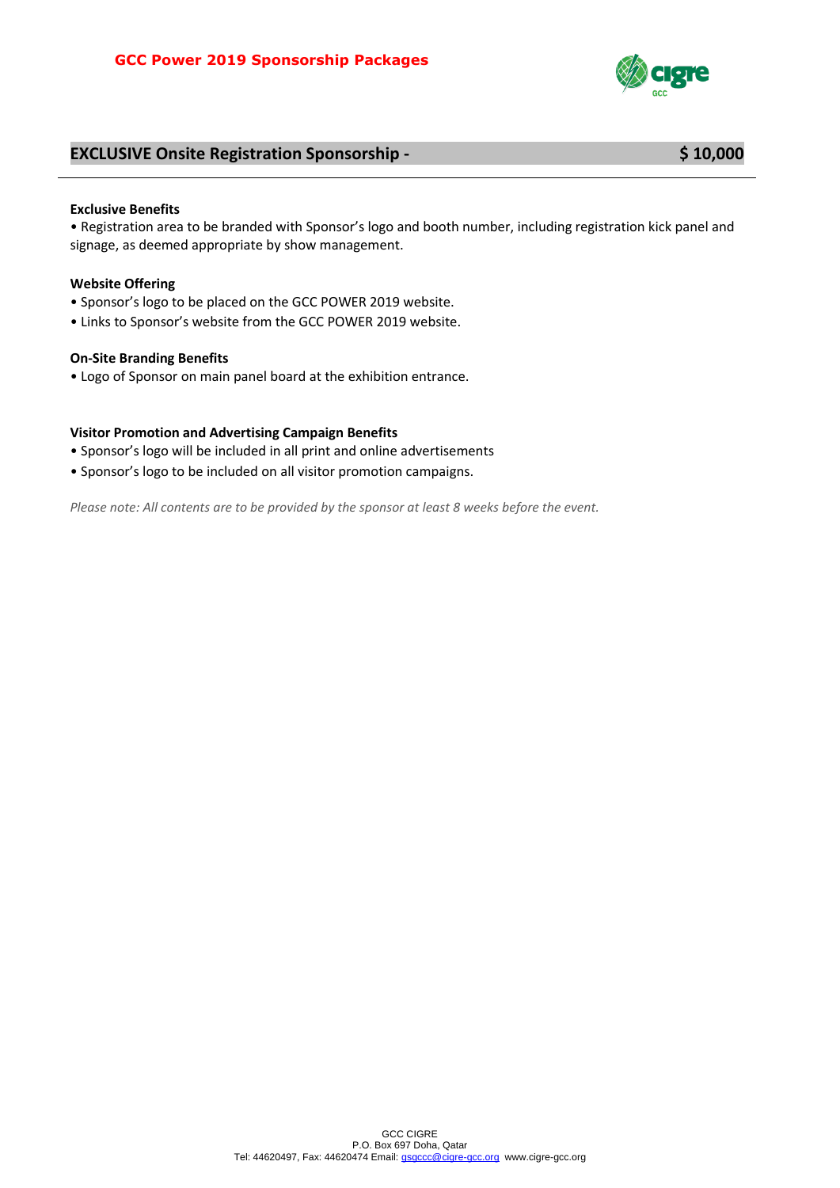## EXCLUSIVE Onsite Registration Sponsorship - $ 10,000

**Exclusive Benefits**

• Registration area to be branded with Sponsor's logo and booth number, including registration kick panel and signage, as deemed appropriate by show management.

**Website Offering**

• Sponsor's logo to be placed on the GCC POWER 2019 website.

• Links to Sponsor's website from the GCC POWER 2019 website.

**On-Site Branding Benefits**

• Logo of Sponsor on main panel board at the exhibition entrance.

**Visitor Promotion and Advertising Campaign Benefits**

• Sponsor's logo will be included in all print and online advertisements

• Sponsor's logo to be included on all visitor promotion campaigns.

*Please note: All contents are to be provided by the sponsor at least 8 weeks before the event.*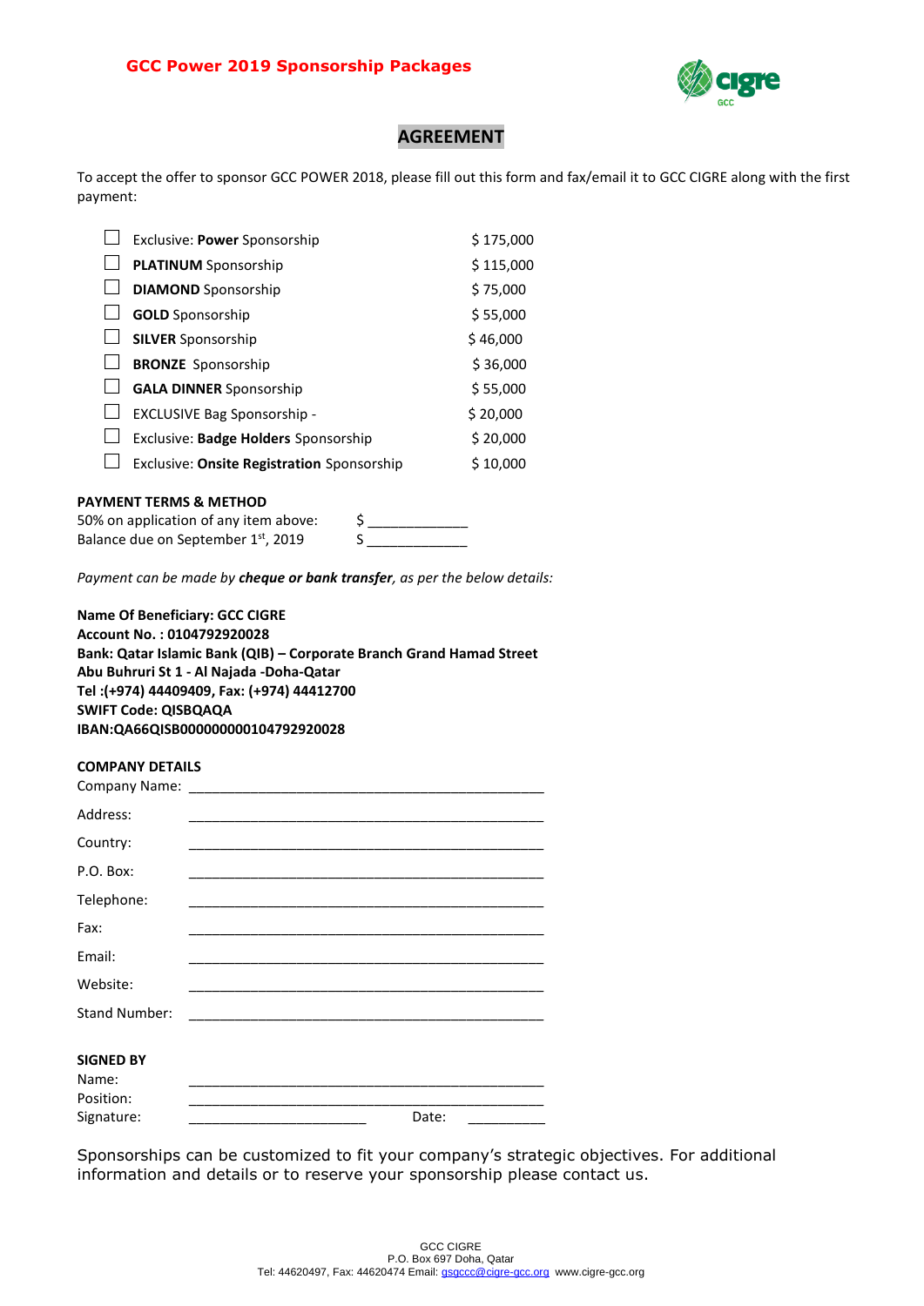**GCC Power 2019 Sponsorship Packages**

# AGREEMENT

To accept the offer to sponsor GCC POWER 2018, please fill out this form and fax/email it to GCC CIGRE along with the first payment:

| | | |
|---|---|---|
| ☐ | Exclusive: **Power** Sponsorship | $ 175,000 |
| ☐ | **PLATINUM** Sponsorship | $ 115,000 |
| ☐ | **DIAMOND** Sponsorship | $ 75,000 |
| ☐ | **GOLD** Sponsorship | $ 55,000 |
| ☐ | **SILVER** Sponsorship | $ 46,000 |
| ☐ | **BRONZE** Sponsorship | $ 36,000 |
| ☐ | **GALA DINNER** Sponsorship | $ 55,000 |
| ☐ | EXCLUSIVE Bag Sponsorship - | $ 20,000 |
| ☐ | Exclusive: **Badge Holders** Sponsorship | $ 20,000 |
| ☐ | Exclusive: **Onsite Registration** Sponsorship | $ 10,000 |

**PAYMENT TERMS & METHOD**

50% on application of any item above: $ ____________

Balance due on September 1st, 2019 $ ____________

*Payment can be made by **cheque or bank transfer**, as per the below details:*

**Name Of Beneficiary: GCC CIGRE**
**Account No. : 0104792920028**
**Bank: Qatar Islamic Bank (QIB) – Corporate Branch Grand Hamad Street**
**Abu Buhruri St 1 - Al Najada -Doha-Qatar**
**Tel :(+974) 44409409, Fax: (+974) 44412700**
**SWIFT Code: QISBQAQA**
**IBAN:QA66QISB000000000104792920028**

**COMPANY DETAILS**

Company Name: ______________________________________________

Address: ______________________________________________

Country: ______________________________________________

P.O. Box: ______________________________________________

Telephone: ______________________________________________

Fax: ______________________________________________

Email: ______________________________________________

Website: ______________________________________________

Stand Number: ______________________________________________

**SIGNED BY**

Name: ______________________________________________

Position: ______________________________________________

Signature: ______________________ Date: __________

Sponsorships can be customized to fit your company's strategic objectives. For additional information and details or to reserve your sponsorship please contact us.

GCC CIGRE
P.O. Box 697 Doha, Qatar
Tel: 44620497, Fax: 44620474 Email: gsgccc@cigre-gcc.org www.cigre-gcc.org